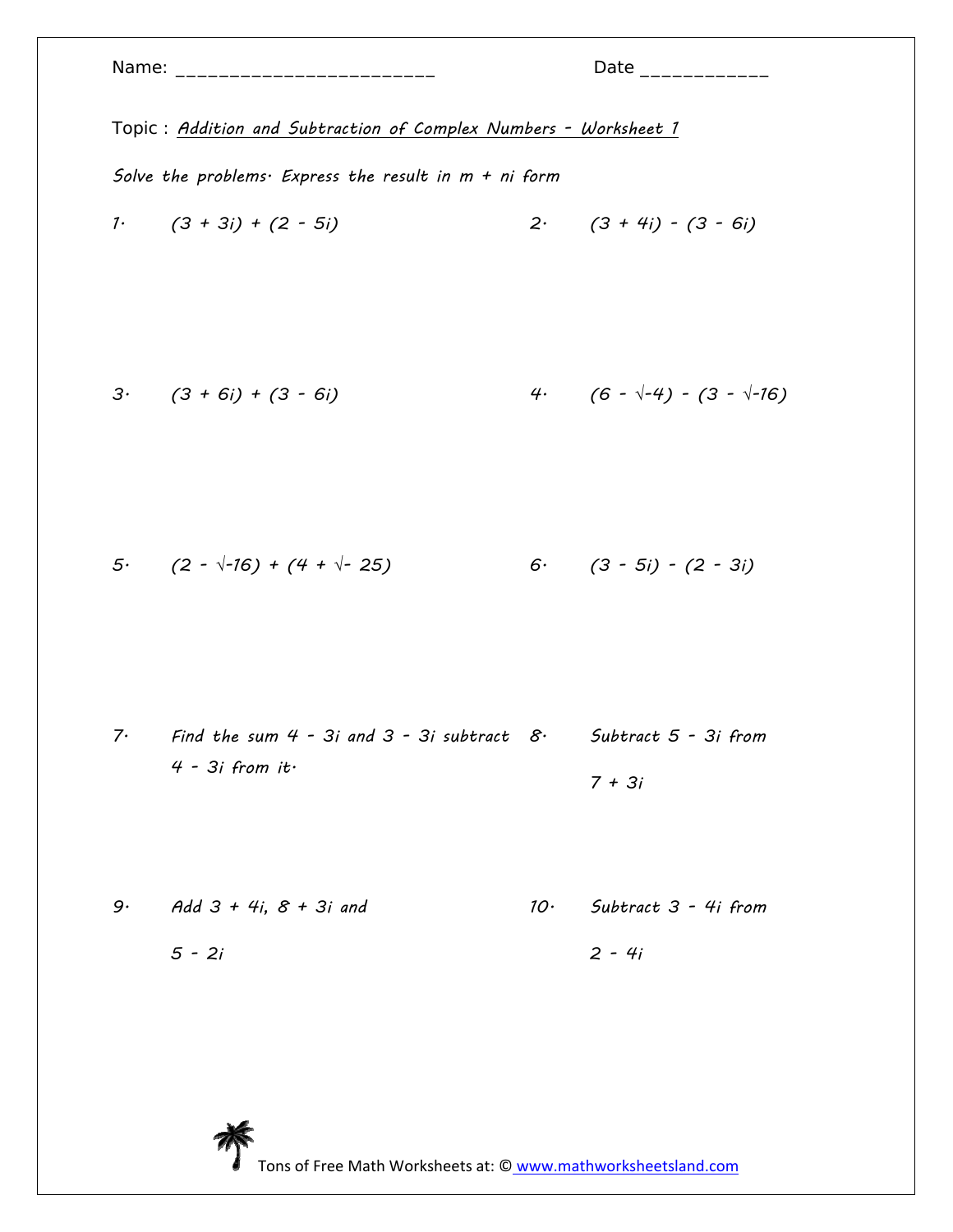Name: ________________________ Date ____________

Topic : *Addition and Subtraction of Complex Numbers - Worksheet 1*

*Solve the problems. Express the result in m + ni form*

1. $(3 + 3i) + (2 - 5i)$

2. $(3 + 4i) - (3 - 6i)$

3. $(3 + 6i) + (3 - 6i)$

4. $(6 - \sqrt{-4}) - (3 - \sqrt{-16})$

5. $(2 - \sqrt{-16}) + (4 + \sqrt{-25})$

6. $(3 - 5i) - (2 - 3i)$

7. Find the sum $4 - 3i$ and $3 - 3i$ subtract $4 - 3i$ from it.

8. Subtract $5 - 3i$ from $7 + 3i$

9. Add $3 + 4i$, $8 + 3i$ and $5 - 2i$

10. Subtract $3 - 4i$ from $2 - 4i$

Tons of Free Math Worksheets at: © www.mathworksheetsland.com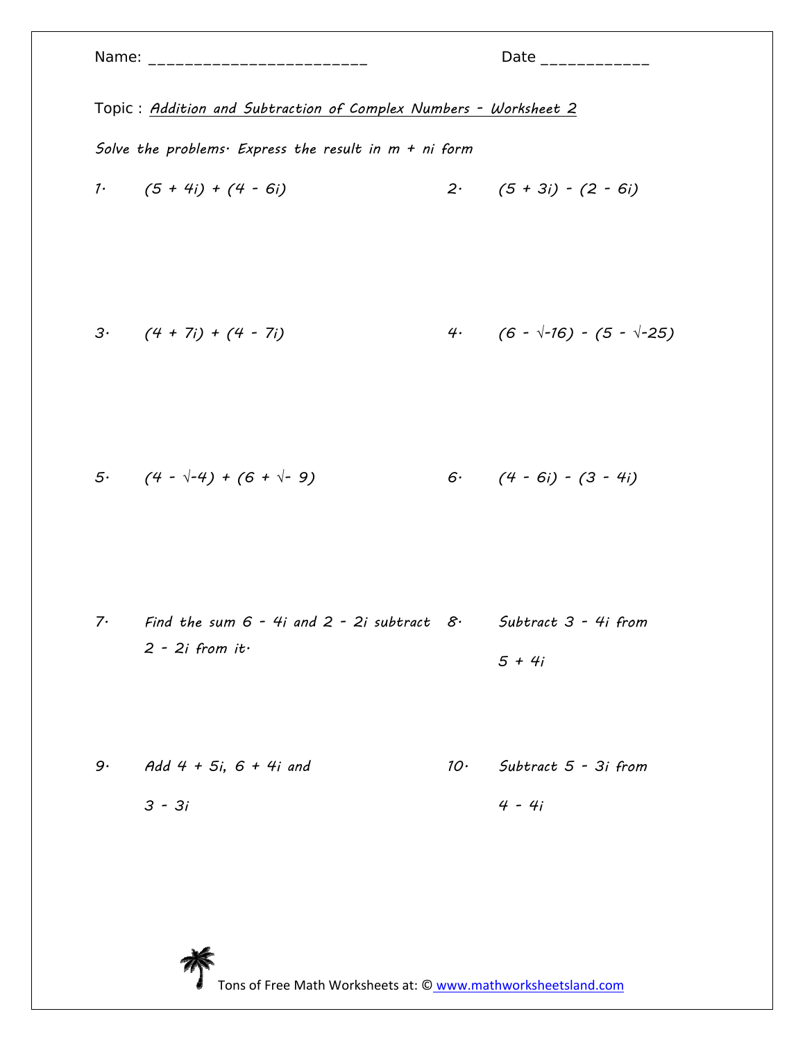Name: ________________________ Date ____________

Topic : *Addition and Subtraction of Complex Numbers - Worksheet 2*

*Solve the problems. Express the result in m + ni form*

1. $(5 + 4i) + (4 - 6i)$

2. $(5 + 3i) - (2 - 6i)$

3. $(4 + 7i) + (4 - 7i)$

4. $(6 - \sqrt{-16}) - (5 - \sqrt{-25})$

5. $(4 - \sqrt{-4}) + (6 + \sqrt{-9})$

6. $(4 - 6i) - (3 - 4i)$

7. Find the sum $6 - 4i$ and $2 - 2i$ subtract $2 - 2i$ from it.

8. Subtract $3 - 4i$ from $5 + 4i$

9. Add $4 + 5i$, $6 + 4i$ and $3 - 3i$

10. Subtract $5 - 3i$ from $4 - 4i$

Tons of Free Math Worksheets at: © www.mathworksheetsland.com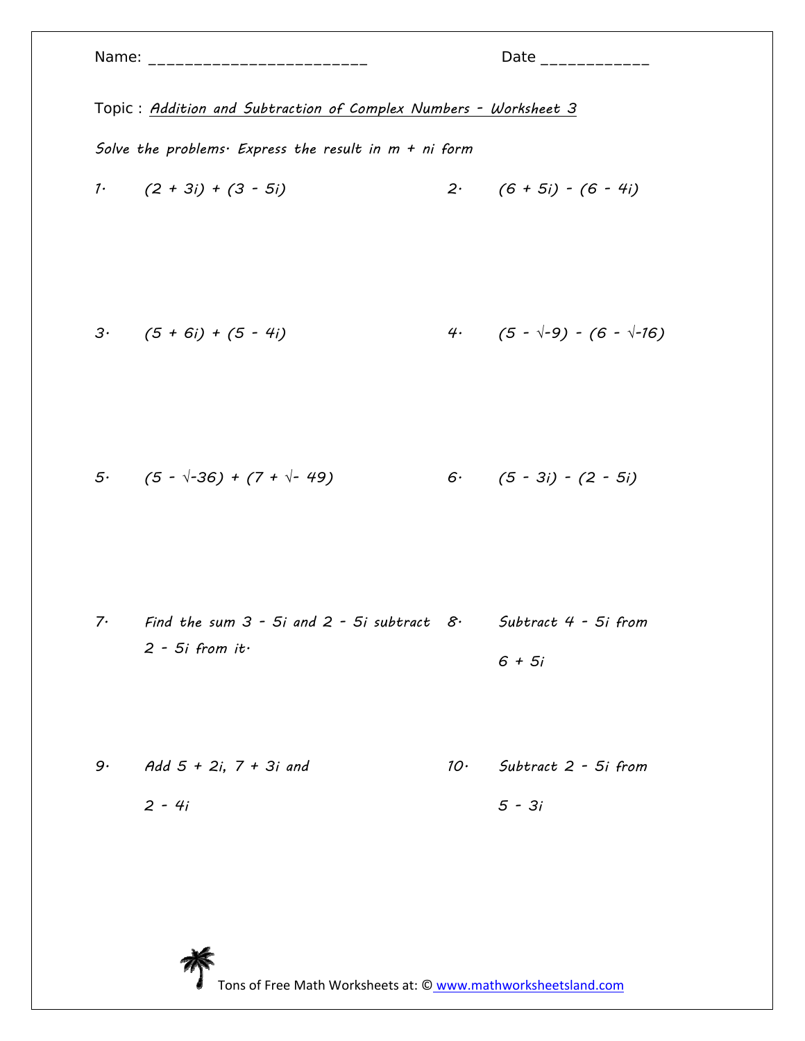Name: ________________________ Date ____________

Topic : *Addition and Subtraction of Complex Numbers - Worksheet 3*

*Solve the problems. Express the result in m + ni form*

1. $(2 + 3i) + (3 - 5i)$

2. $(6 + 5i) - (6 - 4i)$

3. $(5 + 6i) + (5 - 4i)$

4. $(5 - \sqrt{-9}) - (6 - \sqrt{-16})$

5. $(5 - \sqrt{-36}) + (7 + \sqrt{-49})$

6. $(5 - 3i) - (2 - 5i)$

7. Find the sum $3 - 5i$ and $2 - 5i$ subtract $2 - 5i$ from it.

8. Subtract $4 - 5i$ from $6 + 5i$

9. Add $5 + 2i$, $7 + 3i$ and $2 - 4i$

10. Subtract $2 - 5i$ from $5 - 3i$

Tons of Free Math Worksheets at: © www.mathworksheetsland.com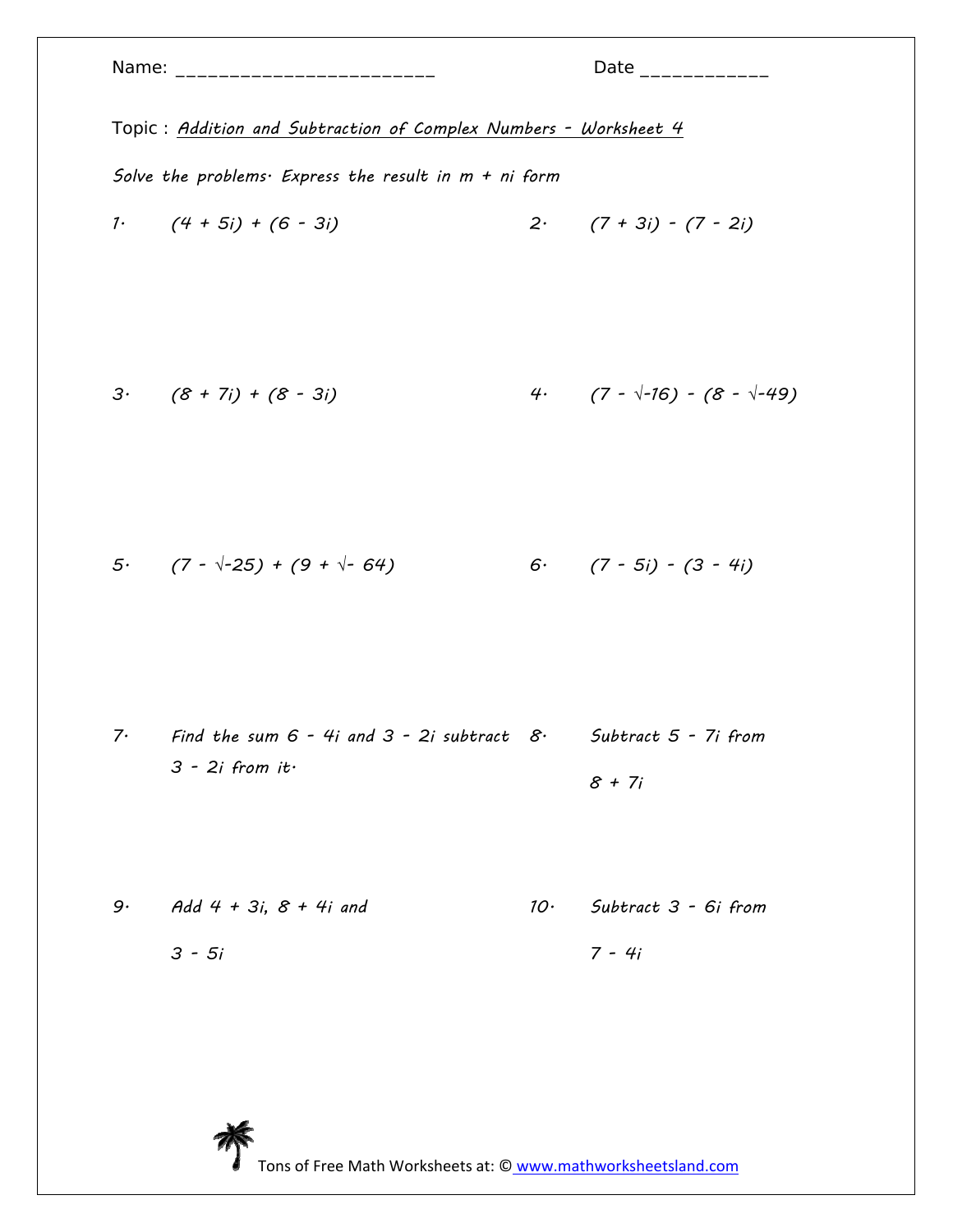Name: ________________________ Date ____________

Topic : *Addition and Subtraction of Complex Numbers - Worksheet 4*

*Solve the problems. Express the result in m + ni form*

1. $(4 + 5i) + (6 - 3i)$

2. $(7 + 3i) - (7 - 2i)$

3. $(8 + 7i) + (8 - 3i)$

4. $(7 - \sqrt{-16}) - (8 - \sqrt{-49})$

5. $(7 - \sqrt{-25}) + (9 + \sqrt{-64})$

6. $(7 - 5i) - (3 - 4i)$

7. Find the sum $6 - 4i$ and $3 - 2i$ subtract $3 - 2i$ from it.

8. Subtract $5 - 7i$ from $8 + 7i$

9. Add $4 + 3i$, $8 + 4i$ and $3 - 5i$

10. Subtract $3 - 6i$ from $7 - 4i$

Tons of Free Math Worksheets at: © www.mathworksheetsland.com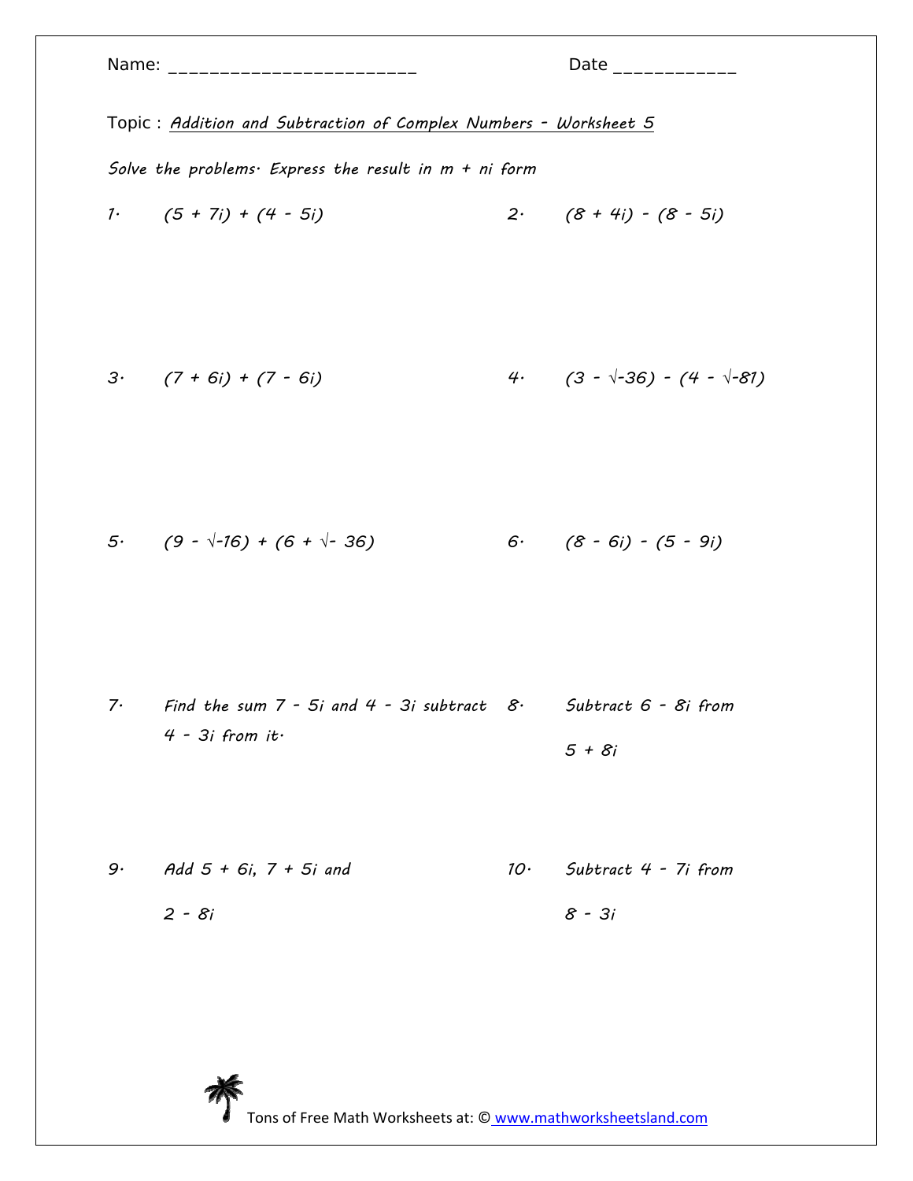Name: ________________________ Date ____________

Topic : *Addition and Subtraction of Complex Numbers - Worksheet 5*

*Solve the problems. Express the result in m + ni form*

1. $(5 + 7i) + (4 - 5i)$

2. $(8 + 4i) - (8 - 5i)$

3. $(7 + 6i) + (7 - 6i)$

4. $(3 - \sqrt{-36}) - (4 - \sqrt{-81})$

5. $(9 - \sqrt{-16}) + (6 + \sqrt{-36})$

6. $(8 - 6i) - (5 - 9i)$

7. Find the sum $7 - 5i$ and $4 - 3i$ subtract $4 - 3i$ from it.

8. Subtract $6 - 8i$ from $5 + 8i$

9. Add $5 + 6i$, $7 + 5i$ and $2 - 8i$

10. Subtract $4 - 7i$ from $8 - 3i$

Tons of Free Math Worksheets at: © www.mathworksheetsland.com